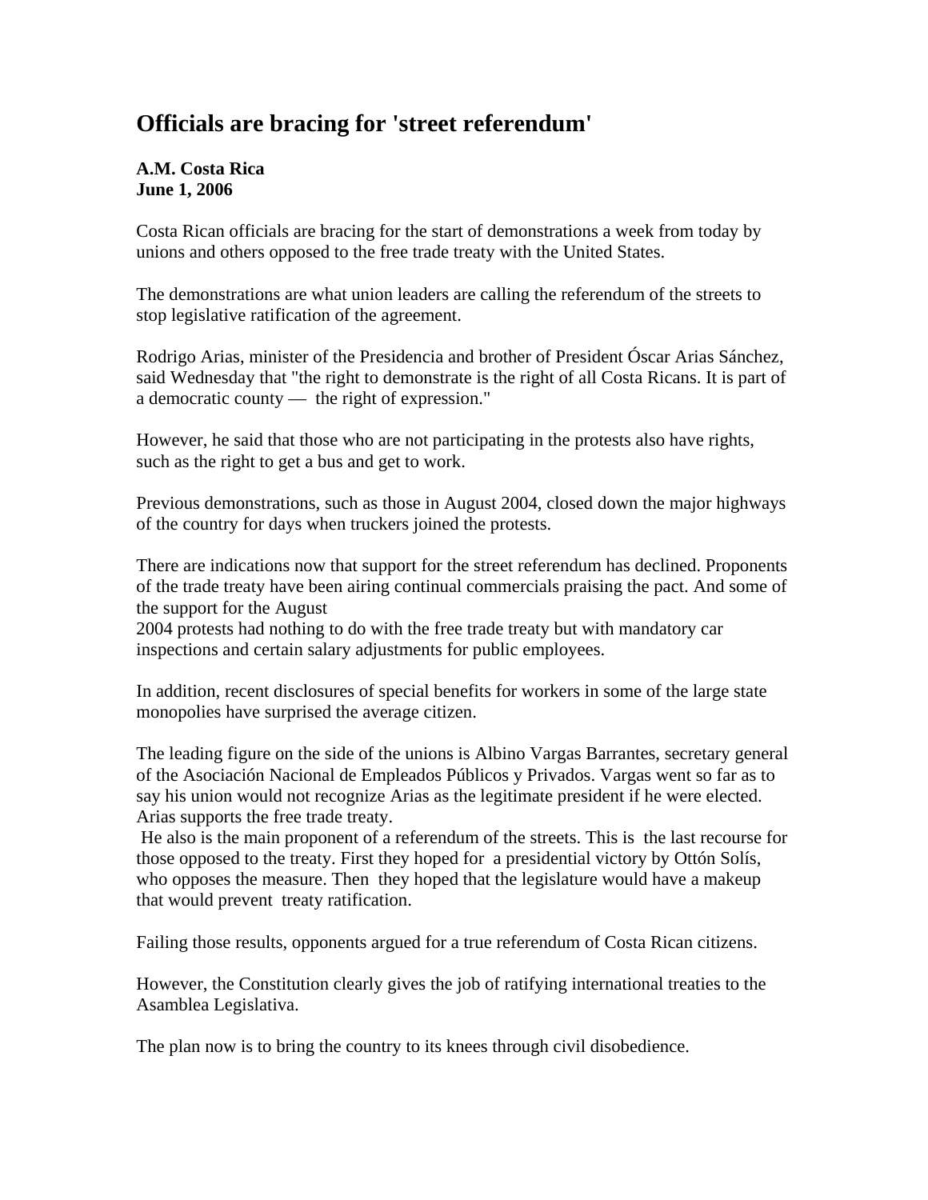# Officials are bracing for 'street referendum'

**A.M. Costa Rica**
**June 1, 2006**

Costa Rican officials are bracing for the start of demonstrations a week from today by unions and others opposed to the free trade treaty with the United States.

The demonstrations are what union leaders are calling the referendum of the streets to stop legislative ratification of the agreement.

Rodrigo Arias, minister of the Presidencia and brother of President Óscar Arias Sánchez, said Wednesday that "the right to demonstrate is the right of all Costa Ricans. It is part of a democratic county — the right of expression."

However, he said that those who are not participating in the protests also have rights, such as the right to get a bus and get to work.

Previous demonstrations, such as those in August 2004, closed down the major highways of the country for days when truckers joined the protests.

There are indications now that support for the street referendum has declined. Proponents of the trade treaty have been airing continual commercials praising the pact. And some of the support for the August 2004 protests had nothing to do with the free trade treaty but with mandatory car inspections and certain salary adjustments for public employees.

In addition, recent disclosures of special benefits for workers in some of the large state monopolies have surprised the average citizen.

The leading figure on the side of the unions is Albino Vargas Barrantes, secretary general of the Asociación Nacional de Empleados Públicos y Privados. Vargas went so far as to say his union would not recognize Arias as the legitimate president if he were elected. Arias supports the free trade treaty.

He also is the main proponent of a referendum of the streets. This is the last recourse for those opposed to the treaty. First they hoped for a presidential victory by Ottón Solís, who opposes the measure. Then they hoped that the legislature would have a makeup that would prevent treaty ratification.

Failing those results, opponents argued for a true referendum of Costa Rican citizens.

However, the Constitution clearly gives the job of ratifying international treaties to the Asamblea Legislativa.

The plan now is to bring the country to its knees through civil disobedience.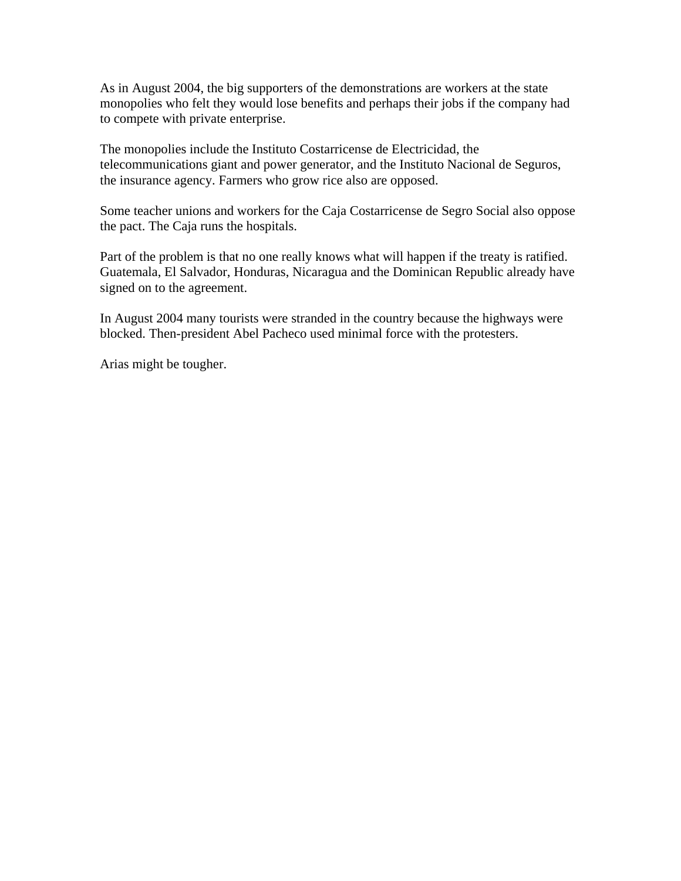As in August 2004, the big supporters of the demonstrations are workers at the state monopolies who felt they would lose benefits and perhaps their jobs if the company had to compete with private enterprise.

The monopolies include the Instituto Costarricense de Electricidad, the telecommunications giant and power generator, and the Instituto Nacional de Seguros, the insurance agency. Farmers who grow rice also are opposed.

Some teacher unions and workers for the Caja Costarricense de Segro Social also oppose the pact. The Caja runs the hospitals.

Part of the problem is that no one really knows what will happen if the treaty is ratified. Guatemala, El Salvador, Honduras, Nicaragua and the Dominican Republic already have signed on to the agreement.

In August 2004 many tourists were stranded in the country because the highways were blocked. Then-president Abel Pacheco used minimal force with the protesters.

Arias might be tougher.